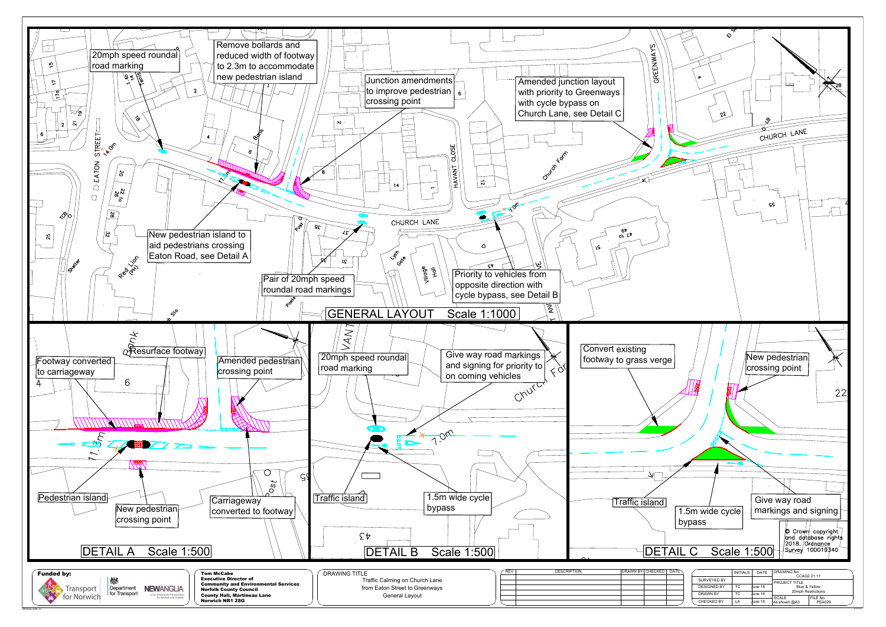## GENERAL LAYOUT Scale 1:1000

- 20mph speed roundal road marking
- Remove bollards and reduced width of footway to 2.3m to accommodate new pedestrian island
- Junction amendments to improve pedestrian crossing point
- Amended junction layout with priority to Greenways with cycle bypass on Church Lane, see Detail C
- New pedestrian island to aid pedestrians crossing Eaton Road, see Detail A
- Pair of 20mph speed roundal road markings
- Priority to vehicles from opposite direction with cycle bypass, see Detail B

## DETAIL A Scale 1:500

- Footway converted to carriageway
- Resurface footway
- Amended pedestrian crossing point
- Pedestrian island
- New pedestrian crossing point
- Carriageway converted to footway

## DETAIL B Scale 1:500

- 20mph speed roundal road marking
- Give way road markings and signing for priority to on coming vehicles
- Traffic island
- 1.5m wide cycle bypass

## DETAIL C Scale 1:500

- Convert existing footway to grass verge
- New pedestrian crossing point
- Traffic island
- 1.5m wide cycle bypass
- Give way road markings and signing

© Crown copyright and database rights 2018. Ordnance Survey 100019340

Funded by: Transport for Norwich, Department for Transport, NEWANGLIA Local Enterprise Partnership for Norfolk and Suffolk

**Tom McCabe**
**Executive Director of Community and Environmental Services**
**Norfolk County Council**
**County Hall, Martineau Lane**
**Norwich NR1 2SG**

DRAWING TITLE
Traffic Calming on Church Lane from Eaton Street to Greenways General Layout

| | INITIALS | DATE | |
|---|---|---|---|
| SURVEYED BY | | | DRAWING No. CCAG2 21 11 |
| DESIGNED BY | TC | June 18 | PROJECT TITLE Blue & Yellow 20mph Restrictions |
| DRAWN BY | TC | June 18 | |
| CHECKED BY | LA | June 18 | SCALE As shown @A3 / FILE No. PEA029 |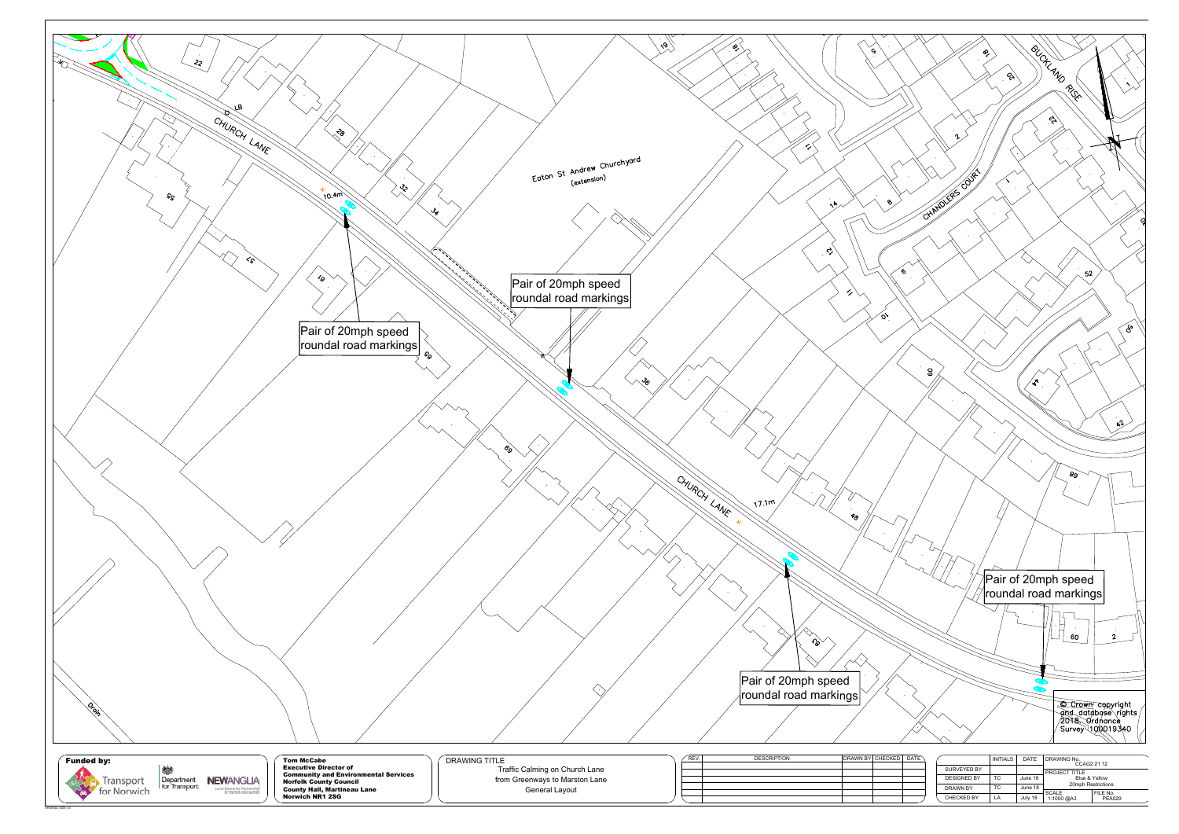CHURCH LANE

Eaton St Andrew Churchyard (extension)

CHANDLERS COURT

BUCKLAND RISE

Drain

10.4m

17.1m

LB

Pair of 20mph speed roundal road markings

Pair of 20mph speed roundal road markings

Pair of 20mph speed roundal road markings

Pair of 20mph speed roundal road markings

Pair of 20mph speed roundal road markings

© Crown copyright and database rights 2018, Ordnance Survey 100019340

**Funded by:**

Transport for Norwich

Department for Transport

NEWANGLIA Local Enterprise Partnership for Norfolk and Suffolk

**Tom McCabe**
**Executive Director of Community and Environmental Services**
**Norfolk County Council**
**County Hall, Martineau Lane**
**Norwich NR1 2SG**

DRAWING TITLE
Traffic Calming on Church Lane from Greenways to Marston Lane
General Layout

| REV. | DESCRIPTION | DRAWN BY | CHECKED | DATE |
|---|---|---|---|---|
| | | | | |

| | INITIALS | DATE |
|---|---|---|
| SURVEYED BY | | |
| DESIGNED BY | TC | June 18 |
| DRAWN BY | TC | June 18 |
| CHECKED BY | LA | July 18 |

DRAWING No. CCAG2 21 12

PROJECT TITLE Blue & Yellow 20mph Restrictions

SCALE 1:1000 @A3

FILE No. PEA029